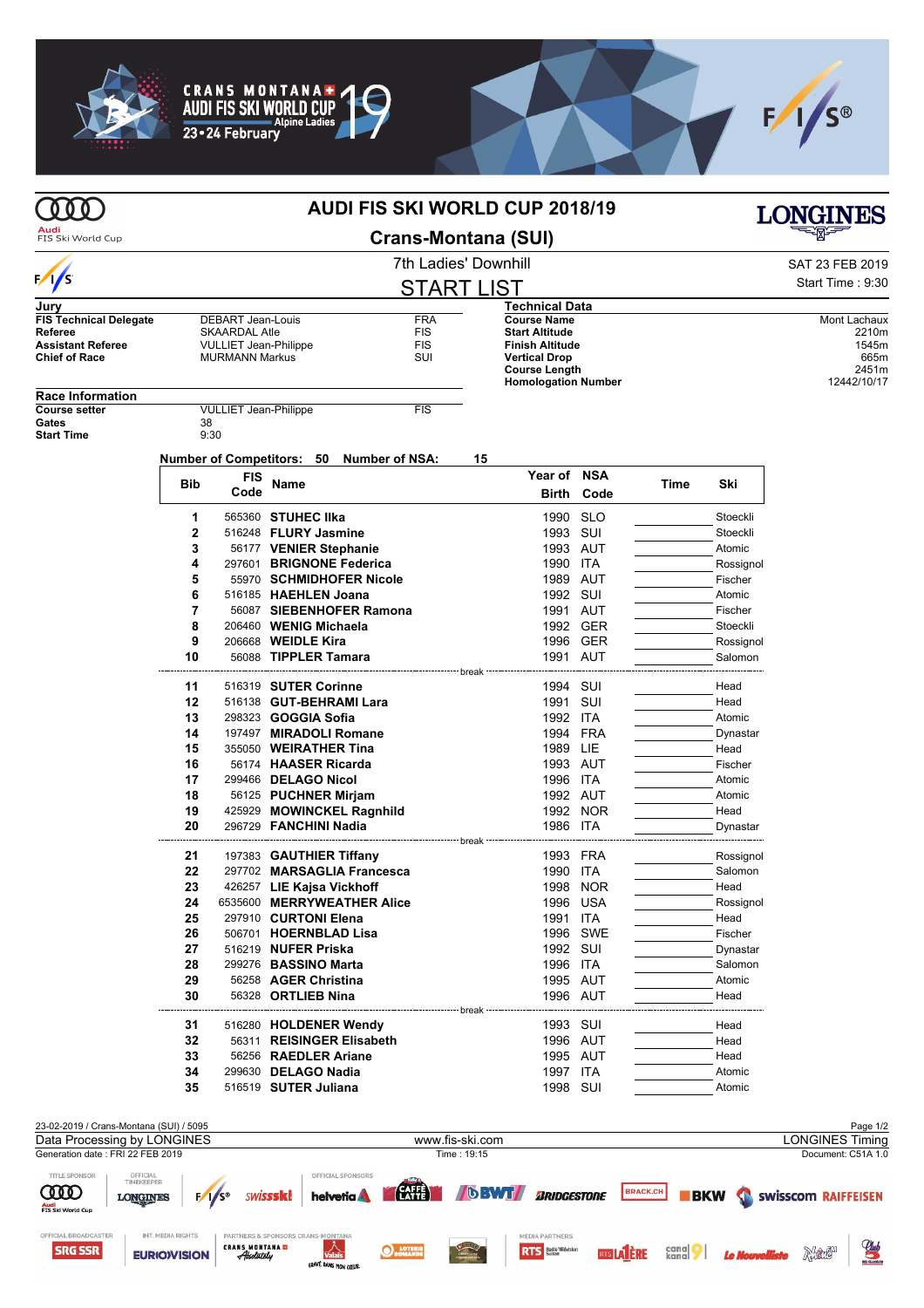# AUDI FIS SKI WORLD CUP 2018/19

## Crans-Montana (SUI)

### 7th Ladies' Downhill

SAT 23 FEB 2019
Start Time : 9:30

## START LIST

**Jury**

| | | |
|---|---|---|
| **FIS Technical Delegate** | DEBART Jean-Louis | FRA |
| **Referee** | SKAARDAL Atle | FIS |
| **Assistant Referee** | VULLIET Jean-Philippe | FIS |
| **Chief of Race** | MURMANN Markus | SUI |

**Technical Data**

| | |
|---|---|
| **Course Name** | Mont Lachaux |
| **Start Altitude** | 2210m |
| **Finish Altitude** | 1545m |
| **Vertical Drop** | 665m |
| **Course Length** | 2451m |
| **Homologation Number** | 12442/10/17 |

**Race Information**

| | | |
|---|---|---|
| **Course setter** | VULLIET Jean-Philippe | FIS |
| **Gates** | 38 | |
| **Start Time** | 9:30 | |

**Number of Competitors:** 50 **Number of NSA:** 15

| Bib | FIS Code | Name | Year of Birth | NSA Code | Time | Ski |
|---|---|---|---|---|---|---|
| 1 | 565360 | **STUHEC Ilka** | 1990 | SLO | | Stoeckli |
| 2 | 516248 | **FLURY Jasmine** | 1993 | SUI | | Stoeckli |
| 3 | 56177 | **VENIER Stephanie** | 1993 | AUT | | Atomic |
| 4 | 297601 | **BRIGNONE Federica** | 1990 | ITA | | Rossignol |
| 5 | 55970 | **SCHMIDHOFER Nicole** | 1989 | AUT | | Fischer |
| 6 | 516185 | **HAEHLEN Joana** | 1992 | SUI | | Atomic |
| 7 | 56087 | **SIEBENHOFER Ramona** | 1991 | AUT | | Fischer |
| 8 | 206460 | **WENIG Michaela** | 1992 | GER | | Stoeckli |
| 9 | 206668 | **WEIDLE Kira** | 1996 | GER | | Rossignol |
| 10 | 56088 | **TIPPLER Tamara** | 1991 | AUT | | Salomon |
| | | break | | | | |
| 11 | 516319 | **SUTER Corinne** | 1994 | SUI | | Head |
| 12 | 516138 | **GUT-BEHRAMI Lara** | 1991 | SUI | | Head |
| 13 | 298323 | **GOGGIA Sofia** | 1992 | ITA | | Atomic |
| 14 | 197497 | **MIRADOLI Romane** | 1994 | FRA | | Dynastar |
| 15 | 355050 | **WEIRATHER Tina** | 1989 | LIE | | Head |
| 16 | 56174 | **HAASER Ricarda** | 1993 | AUT | | Fischer |
| 17 | 299466 | **DELAGO Nicol** | 1996 | ITA | | Atomic |
| 18 | 56125 | **PUCHNER Mirjam** | 1992 | AUT | | Atomic |
| 19 | 425929 | **MOWINCKEL Ragnhild** | 1992 | NOR | | Head |
| 20 | 296729 | **FANCHINI Nadia** | 1986 | ITA | | Dynastar |
| | | break | | | | |
| 21 | 197383 | **GAUTHIER Tiffany** | 1993 | FRA | | Rossignol |
| 22 | 297702 | **MARSAGLIA Francesca** | 1990 | ITA | | Salomon |
| 23 | 426257 | **LIE Kajsa Vickhoff** | 1998 | NOR | | Head |
| 24 | 6535600 | **MERRYWEATHER Alice** | 1996 | USA | | Rossignol |
| 25 | 297910 | **CURTONI Elena** | 1991 | ITA | | Head |
| 26 | 506701 | **HOERNBLAD Lisa** | 1996 | SWE | | Fischer |
| 27 | 516219 | **NUFER Priska** | 1992 | SUI | | Dynastar |
| 28 | 299276 | **BASSINO Marta** | 1996 | ITA | | Salomon |
| 29 | 56258 | **AGER Christina** | 1995 | AUT | | Atomic |
| 30 | 56328 | **ORTLIEB Nina** | 1996 | AUT | | Head |
| | | break | | | | |
| 31 | 516280 | **HOLDENER Wendy** | 1993 | SUI | | Head |
| 32 | 56311 | **REISINGER Elisabeth** | 1996 | AUT | | Head |
| 33 | 56256 | **RAEDLER Ariane** | 1995 | AUT | | Head |
| 34 | 299630 | **DELAGO Nadia** | 1997 | ITA | | Atomic |
| 35 | 516519 | **SUTER Juliana** | 1998 | SUI | | Atomic |

23-02-2019 / Crans-Montana (SUI) / 5095
Data Processing by LONGINES — www.fis-ski.com — LONGINES Timing
Generation date : FRI 22 FEB 2019 — Time : 19:15 — Document: C51A 1.0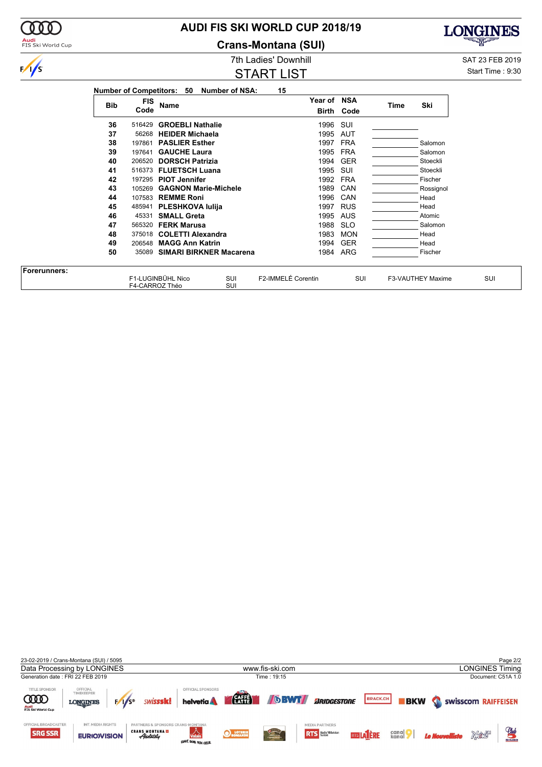# AUDI FIS SKI WORLD CUP 2018/19

## Crans-Montana (SUI)

7th Ladies' Downhill

SAT 23 FEB 2019

## START LIST

Start Time : 9:30

**Number of Competitors: 50 Number of NSA: 15**

| Bib | FIS Code | Name | Year of Birth | NSA Code | Time | Ski |
|---|---|---|---|---|---|---|
| 36 | 516429 | GROEBLI Nathalie | 1996 | SUI | | |
| 37 | 56268 | HEIDER Michaela | 1995 | AUT | | |
| 38 | 197861 | PASLIER Esther | 1997 | FRA | | Salomon |
| 39 | 197641 | GAUCHE Laura | 1995 | FRA | | Salomon |
| 40 | 206520 | DORSCH Patrizia | 1994 | GER | | Stoeckli |
| 41 | 516373 | FLUETSCH Luana | 1995 | SUI | | Stoeckli |
| 42 | 197295 | PIOT Jennifer | 1992 | FRA | | Fischer |
| 43 | 105269 | GAGNON Marie-Michele | 1989 | CAN | | Rossignol |
| 44 | 107583 | REMME Roni | 1996 | CAN | | Head |
| 45 | 485941 | PLESHKOVA Iulija | 1997 | RUS | | Head |
| 46 | 45331 | SMALL Greta | 1995 | AUS | | Atomic |
| 47 | 565320 | FERK Marusa | 1988 | SLO | | Salomon |
| 48 | 375018 | COLETTI Alexandra | 1983 | MON | | Head |
| 49 | 206548 | MAGG Ann Katrin | 1994 | GER | | Head |
| 50 | 35089 | SIMARI BIRKNER Macarena | 1984 | ARG | | Fischer |

**Forerunners:**

| | | | | | |
|---|---|---|---|---|---|
| F1-LUGINBÜHL Nico | SUI | F2-IMMELÉ Corentin | SUI | F3-VAUTHEY Maxime | SUI |
| F4-CARROZ Théo | SUI | | | | |

23-02-2019 / Crans-Montana (SUI) / 5095

Data Processing by LONGINES — www.fis-ski.com — LONGINES Timing

Generation date : FRI 22 FEB 2019 — Time : 19:15 — Document: C51A 1.0